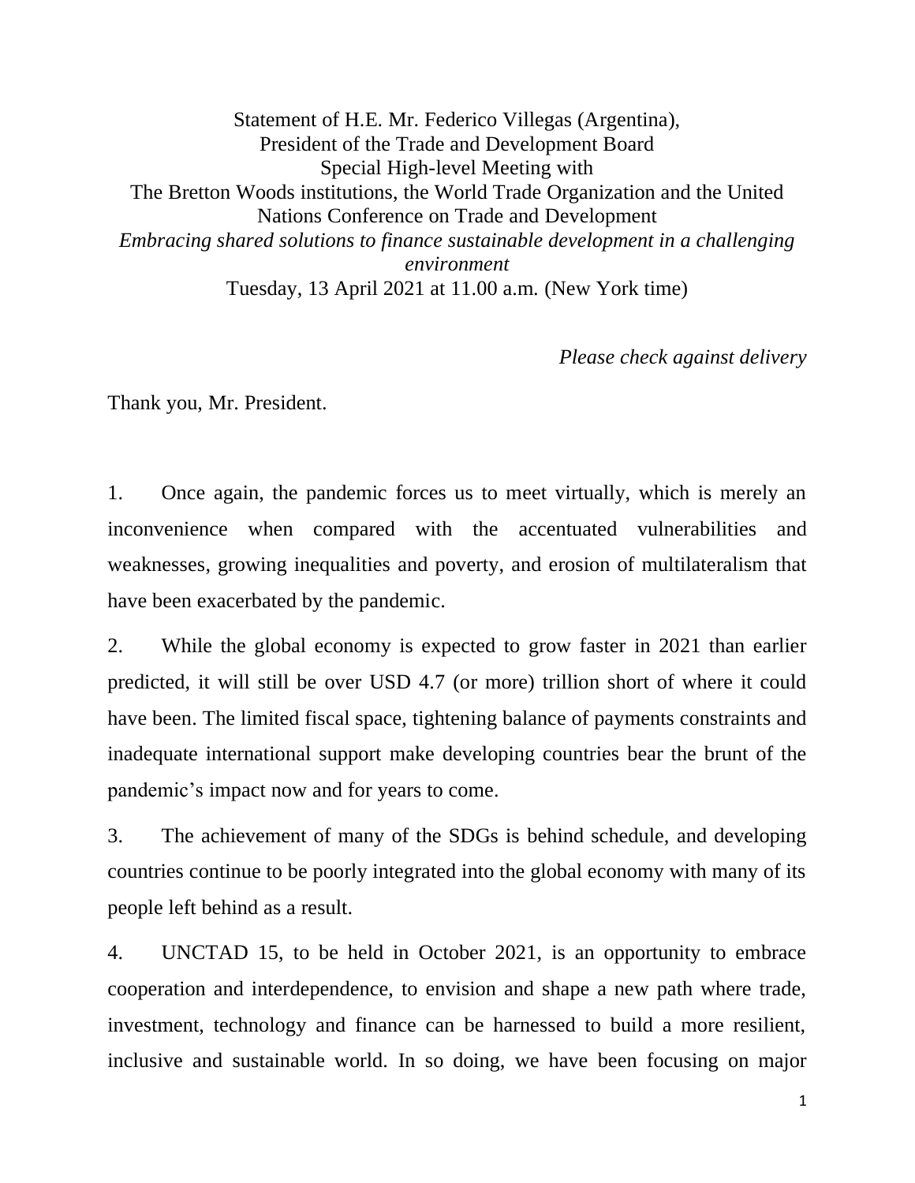Statement of H.E. Mr. Federico Villegas (Argentina),
President of the Trade and Development Board
Special High-level Meeting with
The Bretton Woods institutions, the World Trade Organization and the United Nations Conference on Trade and Development
*Embracing shared solutions to finance sustainable development in a challenging environment*
Tuesday, 13 April 2021 at 11.00 a.m. (New York time)

*Please check against delivery*

Thank you, Mr. President.

1. Once again, the pandemic forces us to meet virtually, which is merely an inconvenience when compared with the accentuated vulnerabilities and weaknesses, growing inequalities and poverty, and erosion of multilateralism that have been exacerbated by the pandemic.

2. While the global economy is expected to grow faster in 2021 than earlier predicted, it will still be over USD 4.7 (or more) trillion short of where it could have been. The limited fiscal space, tightening balance of payments constraints and inadequate international support make developing countries bear the brunt of the pandemic's impact now and for years to come.

3. The achievement of many of the SDGs is behind schedule, and developing countries continue to be poorly integrated into the global economy with many of its people left behind as a result.

4. UNCTAD 15, to be held in October 2021, is an opportunity to embrace cooperation and interdependence, to envision and shape a new path where trade, investment, technology and finance can be harnessed to build a more resilient, inclusive and sustainable world. In so doing, we have been focusing on major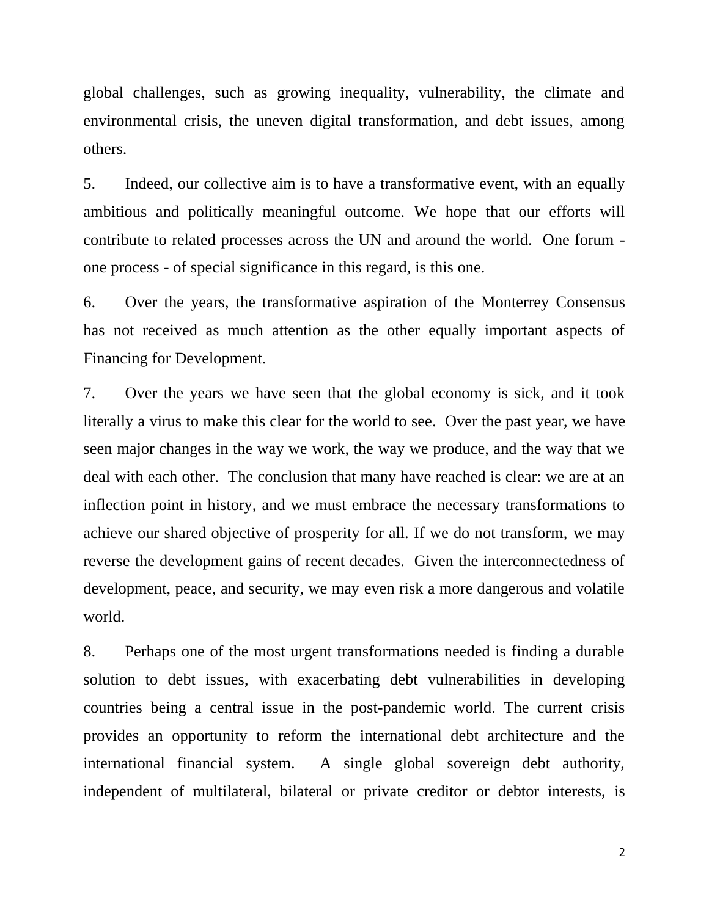global challenges, such as growing inequality, vulnerability, the climate and environmental crisis, the uneven digital transformation, and debt issues, among others.

5. Indeed, our collective aim is to have a transformative event, with an equally ambitious and politically meaningful outcome. We hope that our efforts will contribute to related processes across the UN and around the world. One forum - one process - of special significance in this regard, is this one.

6. Over the years, the transformative aspiration of the Monterrey Consensus has not received as much attention as the other equally important aspects of Financing for Development.

7. Over the years we have seen that the global economy is sick, and it took literally a virus to make this clear for the world to see. Over the past year, we have seen major changes in the way we work, the way we produce, and the way that we deal with each other. The conclusion that many have reached is clear: we are at an inflection point in history, and we must embrace the necessary transformations to achieve our shared objective of prosperity for all. If we do not transform, we may reverse the development gains of recent decades. Given the interconnectedness of development, peace, and security, we may even risk a more dangerous and volatile world.

8. Perhaps one of the most urgent transformations needed is finding a durable solution to debt issues, with exacerbating debt vulnerabilities in developing countries being a central issue in the post-pandemic world. The current crisis provides an opportunity to reform the international debt architecture and the international financial system. A single global sovereign debt authority, independent of multilateral, bilateral or private creditor or debtor interests, is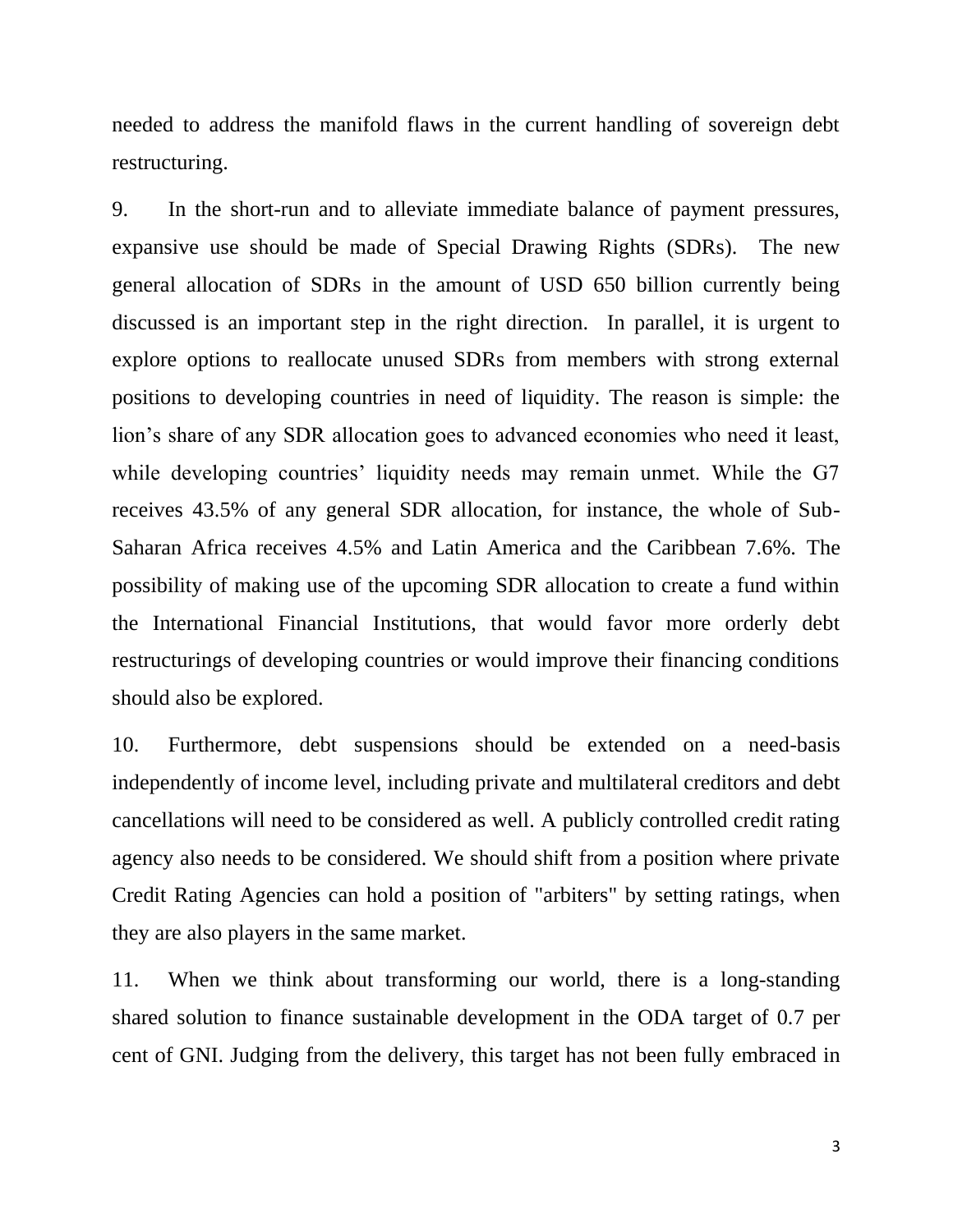needed to address the manifold flaws in the current handling of sovereign debt restructuring.

9. In the short-run and to alleviate immediate balance of payment pressures, expansive use should be made of Special Drawing Rights (SDRs). The new general allocation of SDRs in the amount of USD 650 billion currently being discussed is an important step in the right direction. In parallel, it is urgent to explore options to reallocate unused SDRs from members with strong external positions to developing countries in need of liquidity. The reason is simple: the lion's share of any SDR allocation goes to advanced economies who need it least, while developing countries' liquidity needs may remain unmet. While the G7 receives 43.5% of any general SDR allocation, for instance, the whole of Sub-Saharan Africa receives 4.5% and Latin America and the Caribbean 7.6%. The possibility of making use of the upcoming SDR allocation to create a fund within the International Financial Institutions, that would favor more orderly debt restructurings of developing countries or would improve their financing conditions should also be explored.

10. Furthermore, debt suspensions should be extended on a need-basis independently of income level, including private and multilateral creditors and debt cancellations will need to be considered as well. A publicly controlled credit rating agency also needs to be considered. We should shift from a position where private Credit Rating Agencies can hold a position of "arbiters" by setting ratings, when they are also players in the same market.

11. When we think about transforming our world, there is a long-standing shared solution to finance sustainable development in the ODA target of 0.7 per cent of GNI. Judging from the delivery, this target has not been fully embraced in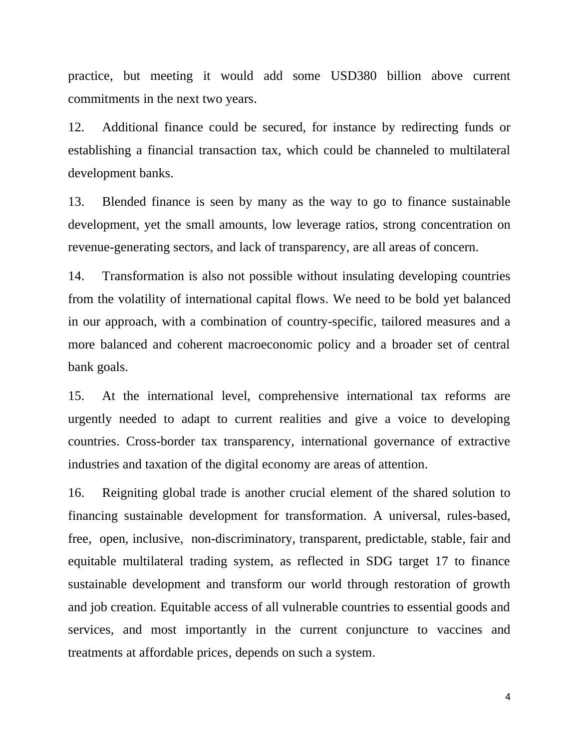practice, but meeting it would add some USD380 billion above current commitments in the next two years.

12. Additional finance could be secured, for instance by redirecting funds or establishing a financial transaction tax, which could be channeled to multilateral development banks.

13. Blended finance is seen by many as the way to go to finance sustainable development, yet the small amounts, low leverage ratios, strong concentration on revenue-generating sectors, and lack of transparency, are all areas of concern.

14. Transformation is also not possible without insulating developing countries from the volatility of international capital flows. We need to be bold yet balanced in our approach, with a combination of country-specific, tailored measures and a more balanced and coherent macroeconomic policy and a broader set of central bank goals.

15. At the international level, comprehensive international tax reforms are urgently needed to adapt to current realities and give a voice to developing countries. Cross-border tax transparency, international governance of extractive industries and taxation of the digital economy are areas of attention.

16. Reigniting global trade is another crucial element of the shared solution to financing sustainable development for transformation. A universal, rules-based, free, open, inclusive, non-discriminatory, transparent, predictable, stable, fair and equitable multilateral trading system, as reflected in SDG target 17 to finance sustainable development and transform our world through restoration of growth and job creation. Equitable access of all vulnerable countries to essential goods and services, and most importantly in the current conjuncture to vaccines and treatments at affordable prices, depends on such a system.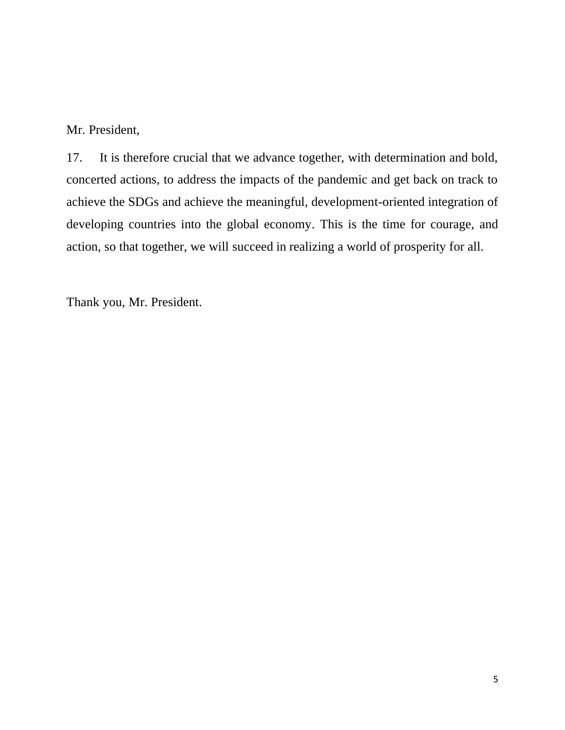Mr. President,

17. It is therefore crucial that we advance together, with determination and bold, concerted actions, to address the impacts of the pandemic and get back on track to achieve the SDGs and achieve the meaningful, development-oriented integration of developing countries into the global economy. This is the time for courage, and action, so that together, we will succeed in realizing a world of prosperity for all.

Thank you, Mr. President.